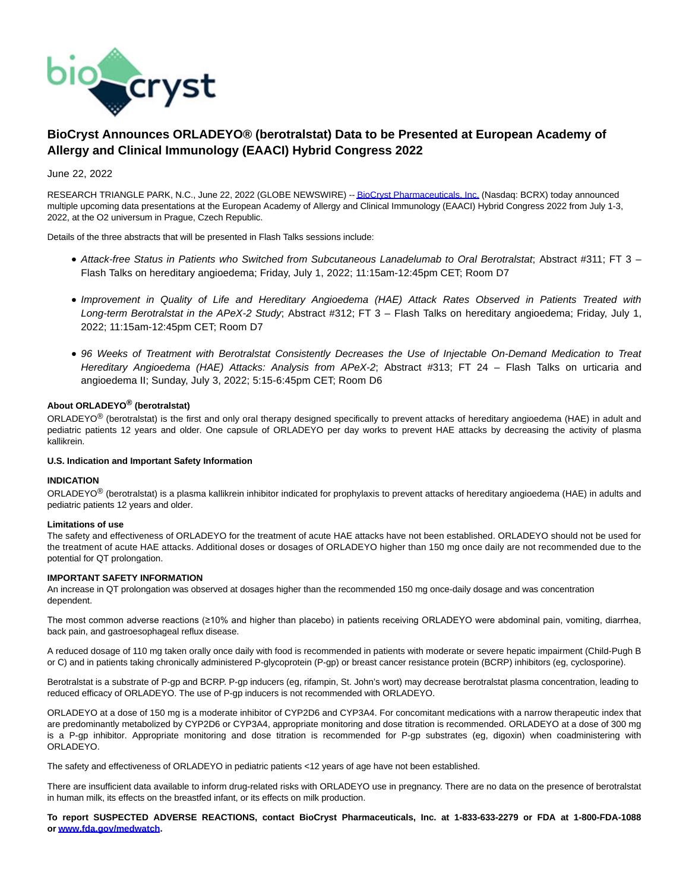# BioCryst Announces ORLADEYO® (berotralstat) Data to be Presented at European Academy of Allergy and Clinical Immunology (EAACI) Hybrid Congress 2022

June 22, 2022

RESEARCH TRIANGLE PARK, N.C., June 22, 2022 (GLOBE NEWSWIRE) -- BioCryst Pharmaceuticals, Inc. (Nasdaq: BCRX) today announced multiple upcoming data presentations at the European Academy of Allergy and Clinical Immunology (EAACI) Hybrid Congress 2022 from July 1-3, 2022, at the O2 universum in Prague, Czech Republic.

Details of the three abstracts that will be presented in Flash Talks sessions include:

- *Attack-free Status in Patients who Switched from Subcutaneous Lanadelumab to Oral Berotralstat*; Abstract #311; FT 3 – Flash Talks on hereditary angioedema; Friday, July 1, 2022; 11:15am-12:45pm CET; Room D7
- *Improvement in Quality of Life and Hereditary Angioedema (HAE) Attack Rates Observed in Patients Treated with Long-term Berotralstat in the APeX-2 Study*; Abstract #312; FT 3 – Flash Talks on hereditary angioedema; Friday, July 1, 2022; 11:15am-12:45pm CET; Room D7
- *96 Weeks of Treatment with Berotralstat Consistently Decreases the Use of Injectable On-Demand Medication to Treat Hereditary Angioedema (HAE) Attacks: Analysis from APeX-2*; Abstract #313; FT 24 – Flash Talks on urticaria and angioedema II; Sunday, July 3, 2022; 5:15-6:45pm CET; Room D6

**About ORLADEYO® (berotralstat)**

ORLADEYO® (berotralstat) is the first and only oral therapy designed specifically to prevent attacks of hereditary angioedema (HAE) in adult and pediatric patients 12 years and older. One capsule of ORLADEYO per day works to prevent HAE attacks by decreasing the activity of plasma kallikrein.

**U.S. Indication and Important Safety Information**

**INDICATION**

ORLADEYO® (berotralstat) is a plasma kallikrein inhibitor indicated for prophylaxis to prevent attacks of hereditary angioedema (HAE) in adults and pediatric patients 12 years and older.

**Limitations of use**

The safety and effectiveness of ORLADEYO for the treatment of acute HAE attacks have not been established. ORLADEYO should not be used for the treatment of acute HAE attacks. Additional doses or dosages of ORLADEYO higher than 150 mg once daily are not recommended due to the potential for QT prolongation.

**IMPORTANT SAFETY INFORMATION**

An increase in QT prolongation was observed at dosages higher than the recommended 150 mg once-daily dosage and was concentration dependent.

The most common adverse reactions (≥10% and higher than placebo) in patients receiving ORLADEYO were abdominal pain, vomiting, diarrhea, back pain, and gastroesophageal reflux disease.

A reduced dosage of 110 mg taken orally once daily with food is recommended in patients with moderate or severe hepatic impairment (Child-Pugh B or C) and in patients taking chronically administered P-glycoprotein (P-gp) or breast cancer resistance protein (BCRP) inhibitors (eg, cyclosporine).

Berotralstat is a substrate of P-gp and BCRP. P-gp inducers (eg, rifampin, St. John's wort) may decrease berotralstat plasma concentration, leading to reduced efficacy of ORLADEYO. The use of P-gp inducers is not recommended with ORLADEYO.

ORLADEYO at a dose of 150 mg is a moderate inhibitor of CYP2D6 and CYP3A4. For concomitant medications with a narrow therapeutic index that are predominantly metabolized by CYP2D6 or CYP3A4, appropriate monitoring and dose titration is recommended. ORLADEYO at a dose of 300 mg is a P-gp inhibitor. Appropriate monitoring and dose titration is recommended for P-gp substrates (eg, digoxin) when coadministering with ORLADEYO.

The safety and effectiveness of ORLADEYO in pediatric patients <12 years of age have not been established.

There are insufficient data available to inform drug-related risks with ORLADEYO use in pregnancy. There are no data on the presence of berotralstat in human milk, its effects on the breastfed infant, or its effects on milk production.

**To report SUSPECTED ADVERSE REACTIONS, contact BioCryst Pharmaceuticals, Inc. at 1-833-633-2279 or FDA at 1-800-FDA-1088 or www.fda.gov/medwatch.**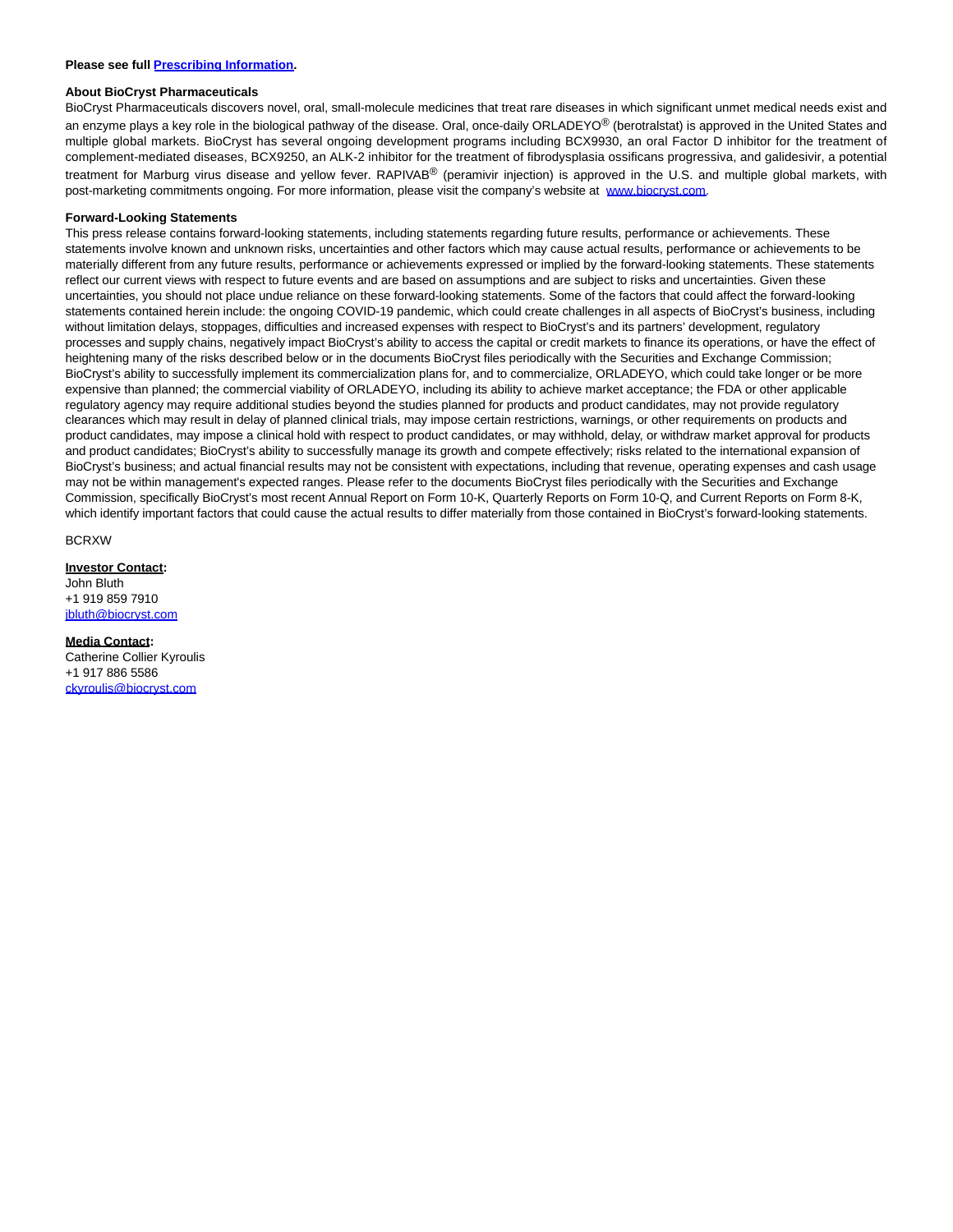**Please see full Prescribing Information.**

**About BioCryst Pharmaceuticals**

BioCryst Pharmaceuticals discovers novel, oral, small-molecule medicines that treat rare diseases in which significant unmet medical needs exist and an enzyme plays a key role in the biological pathway of the disease. Oral, once-daily ORLADEYO® (berotralstat) is approved in the United States and multiple global markets. BioCryst has several ongoing development programs including BCX9930, an oral Factor D inhibitor for the treatment of complement-mediated diseases, BCX9250, an ALK-2 inhibitor for the treatment of fibrodysplasia ossificans progressiva, and galidesivir, a potential treatment for Marburg virus disease and yellow fever. RAPIVAB® (peramivir injection) is approved in the U.S. and multiple global markets, with post-marketing commitments ongoing. For more information, please visit the company's website at www.biocryst.com.

**Forward-Looking Statements**

This press release contains forward-looking statements, including statements regarding future results, performance or achievements. These statements involve known and unknown risks, uncertainties and other factors which may cause actual results, performance or achievements to be materially different from any future results, performance or achievements expressed or implied by the forward-looking statements. These statements reflect our current views with respect to future events and are based on assumptions and are subject to risks and uncertainties. Given these uncertainties, you should not place undue reliance on these forward-looking statements. Some of the factors that could affect the forward-looking statements contained herein include: the ongoing COVID-19 pandemic, which could create challenges in all aspects of BioCryst's business, including without limitation delays, stoppages, difficulties and increased expenses with respect to BioCryst's and its partners' development, regulatory processes and supply chains, negatively impact BioCryst's ability to access the capital or credit markets to finance its operations, or have the effect of heightening many of the risks described below or in the documents BioCryst files periodically with the Securities and Exchange Commission; BioCryst's ability to successfully implement its commercialization plans for, and to commercialize, ORLADEYO, which could take longer or be more expensive than planned; the commercial viability of ORLADEYO, including its ability to achieve market acceptance; the FDA or other applicable regulatory agency may require additional studies beyond the studies planned for products and product candidates, may not provide regulatory clearances which may result in delay of planned clinical trials, may impose certain restrictions, warnings, or other requirements on products and product candidates, may impose a clinical hold with respect to product candidates, or may withhold, delay, or withdraw market approval for products and product candidates; BioCryst's ability to successfully manage its growth and compete effectively; risks related to the international expansion of BioCryst's business; and actual financial results may not be consistent with expectations, including that revenue, operating expenses and cash usage may not be within management's expected ranges. Please refer to the documents BioCryst files periodically with the Securities and Exchange Commission, specifically BioCryst's most recent Annual Report on Form 10-K, Quarterly Reports on Form 10-Q, and Current Reports on Form 8-K, which identify important factors that could cause the actual results to differ materially from those contained in BioCryst's forward-looking statements.

BCRXW

**Investor Contact:**
John Bluth
+1 919 859 7910
jbluth@biocryst.com

**Media Contact:**
Catherine Collier Kyroulis
+1 917 886 5586
ckyroulis@biocryst.com